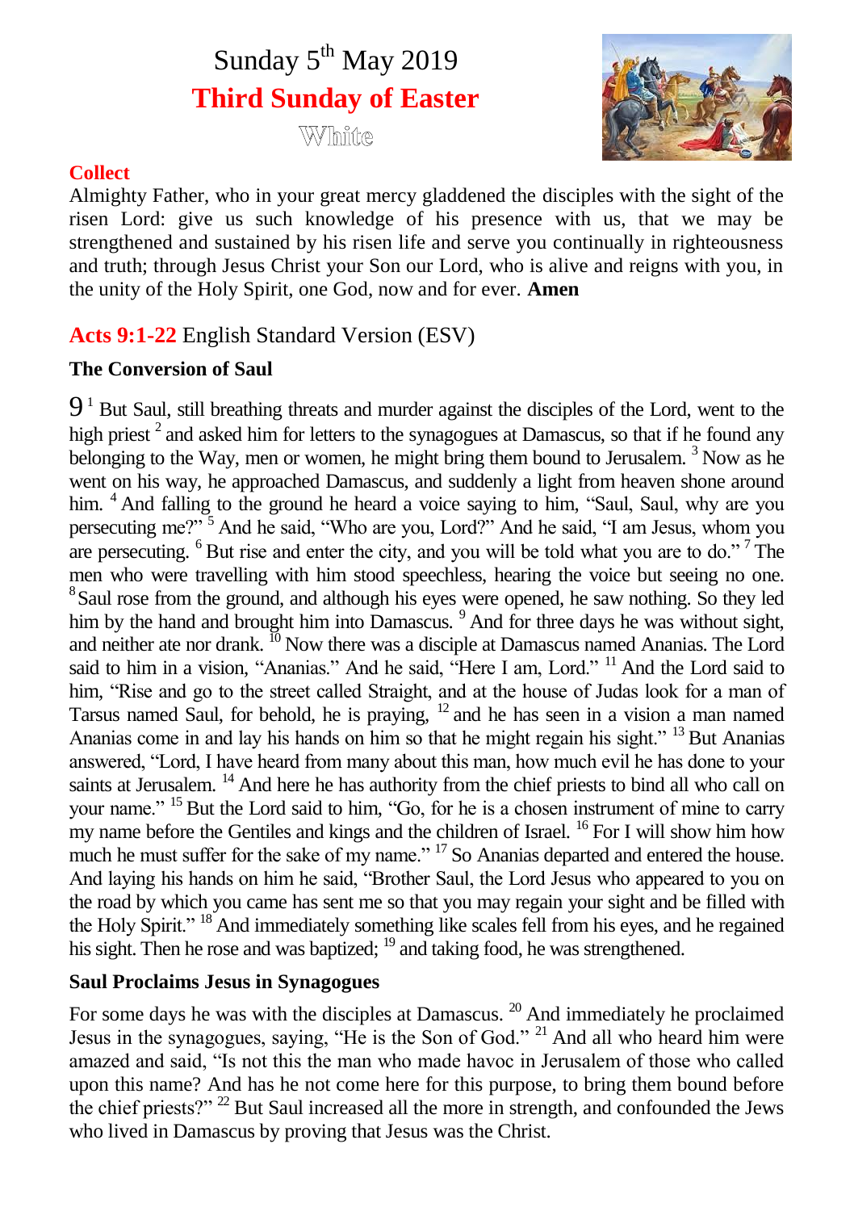# Sunday 5th May 2019

## Third Sunday of Easter

White

**Collect**

Almighty Father, who in your great mercy gladdened the disciples with the sight of the risen Lord: give us such knowledge of his presence with us, that we may be strengthened and sustained by his risen life and serve you continually in righteousness and truth; through Jesus Christ your Son our Lord, who is alive and reigns with you, in the unity of the Holy Spirit, one God, now and for ever. **Amen**

## Acts 9:1-22 English Standard Version (ESV)

### The Conversion of Saul

9 [1] But Saul, still breathing threats and murder against the disciples of the Lord, went to the high priest [2] and asked him for letters to the synagogues at Damascus, so that if he found any belonging to the Way, men or women, he might bring them bound to Jerusalem. [3] Now as he went on his way, he approached Damascus, and suddenly a light from heaven shone around him. [4] And falling to the ground he heard a voice saying to him, "Saul, Saul, why are you persecuting me?" [5] And he said, "Who are you, Lord?" And he said, "I am Jesus, whom you are persecuting. [6] But rise and enter the city, and you will be told what you are to do." [7] The men who were travelling with him stood speechless, hearing the voice but seeing no one. [8] Saul rose from the ground, and although his eyes were opened, he saw nothing. So they led him by the hand and brought him into Damascus. [9] And for three days he was without sight, and neither ate nor drank. [10] Now there was a disciple at Damascus named Ananias. The Lord said to him in a vision, "Ananias." And he said, "Here I am, Lord." [11] And the Lord said to him, "Rise and go to the street called Straight, and at the house of Judas look for a man of Tarsus named Saul, for behold, he is praying, [12] and he has seen in a vision a man named Ananias come in and lay his hands on him so that he might regain his sight." [13] But Ananias answered, "Lord, I have heard from many about this man, how much evil he has done to your saints at Jerusalem. [14] And here he has authority from the chief priests to bind all who call on your name." [15] But the Lord said to him, "Go, for he is a chosen instrument of mine to carry my name before the Gentiles and kings and the children of Israel. [16] For I will show him how much he must suffer for the sake of my name." [17] So Ananias departed and entered the house. And laying his hands on him he said, "Brother Saul, the Lord Jesus who appeared to you on the road by which you came has sent me so that you may regain your sight and be filled with the Holy Spirit." [18] And immediately something like scales fell from his eyes, and he regained his sight. Then he rose and was baptized; [19] and taking food, he was strengthened.

### Saul Proclaims Jesus in Synagogues

For some days he was with the disciples at Damascus. [20] And immediately he proclaimed Jesus in the synagogues, saying, "He is the Son of God." [21] And all who heard him were amazed and said, "Is not this the man who made havoc in Jerusalem of those who called upon this name? And has he not come here for this purpose, to bring them bound before the chief priests?" [22] But Saul increased all the more in strength, and confounded the Jews who lived in Damascus by proving that Jesus was the Christ.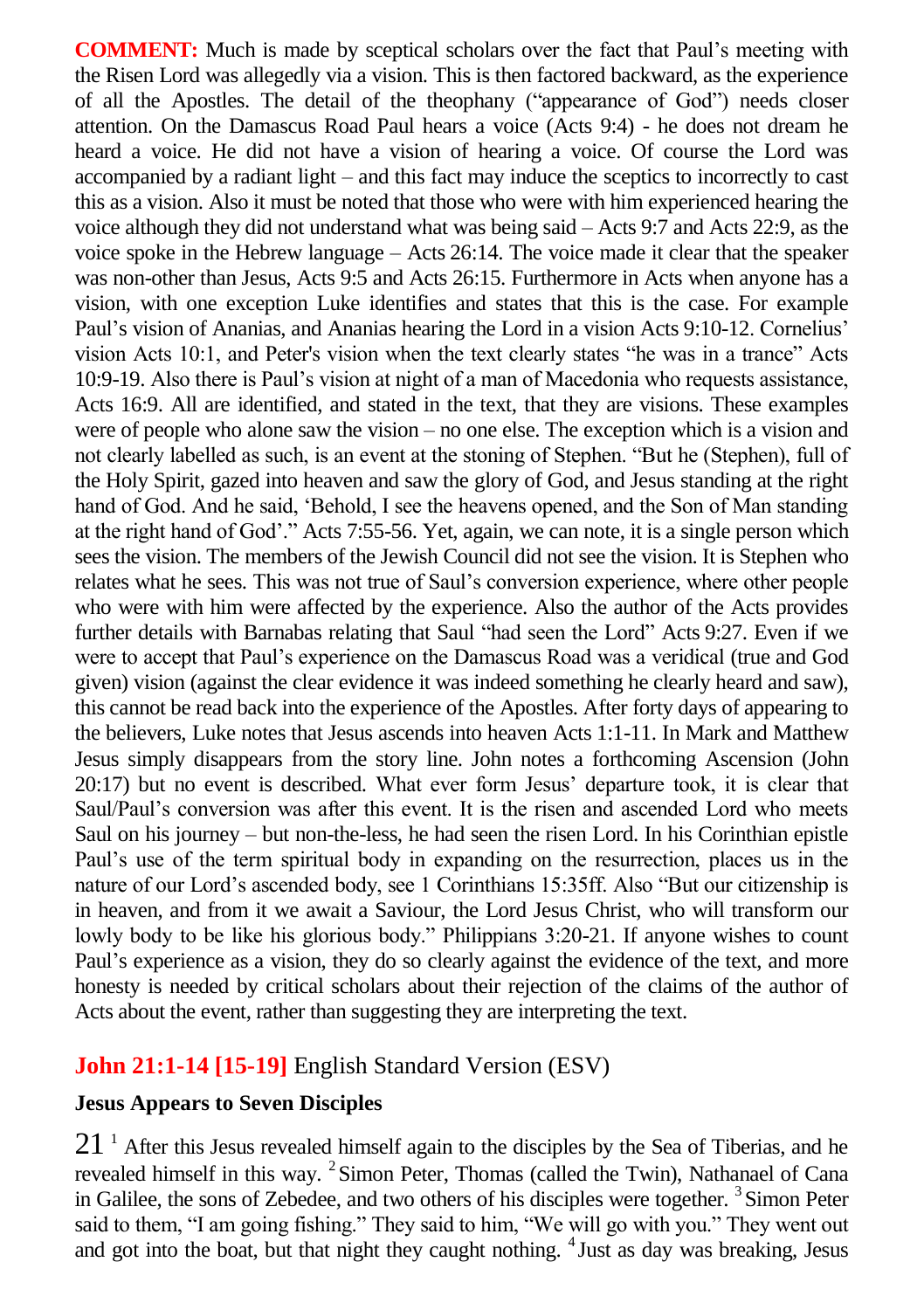**COMMENT:** Much is made by sceptical scholars over the fact that Paul's meeting with the Risen Lord was allegedly via a vision. This is then factored backward, as the experience of all the Apostles. The detail of the theophany ("appearance of God") needs closer attention. On the Damascus Road Paul hears a voice (Acts 9:4) - he does not dream he heard a voice. He did not have a vision of hearing a voice. Of course the Lord was accompanied by a radiant light – and this fact may induce the sceptics to incorrectly to cast this as a vision. Also it must be noted that those who were with him experienced hearing the voice although they did not understand what was being said – Acts 9:7 and Acts 22:9, as the voice spoke in the Hebrew language – Acts 26:14. The voice made it clear that the speaker was non-other than Jesus, Acts 9:5 and Acts 26:15. Furthermore in Acts when anyone has a vision, with one exception Luke identifies and states that this is the case. For example Paul's vision of Ananias, and Ananias hearing the Lord in a vision Acts 9:10-12. Cornelius' vision Acts 10:1, and Peter's vision when the text clearly states "he was in a trance" Acts 10:9-19. Also there is Paul's vision at night of a man of Macedonia who requests assistance, Acts 16:9. All are identified, and stated in the text, that they are visions. These examples were of people who alone saw the vision – no one else. The exception which is a vision and not clearly labelled as such, is an event at the stoning of Stephen. "But he (Stephen), full of the Holy Spirit, gazed into heaven and saw the glory of God, and Jesus standing at the right hand of God. And he said, 'Behold, I see the heavens opened, and the Son of Man standing at the right hand of God'." Acts 7:55-56. Yet, again, we can note, it is a single person which sees the vision. The members of the Jewish Council did not see the vision. It is Stephen who relates what he sees. This was not true of Saul's conversion experience, where other people who were with him were affected by the experience. Also the author of the Acts provides further details with Barnabas relating that Saul "had seen the Lord" Acts 9:27. Even if we were to accept that Paul's experience on the Damascus Road was a veridical (true and God given) vision (against the clear evidence it was indeed something he clearly heard and saw), this cannot be read back into the experience of the Apostles. After forty days of appearing to the believers, Luke notes that Jesus ascends into heaven Acts 1:1-11. In Mark and Matthew Jesus simply disappears from the story line. John notes a forthcoming Ascension (John 20:17) but no event is described. What ever form Jesus' departure took, it is clear that Saul/Paul's conversion was after this event. It is the risen and ascended Lord who meets Saul on his journey – but non-the-less, he had seen the risen Lord. In his Corinthian epistle Paul's use of the term spiritual body in expanding on the resurrection, places us in the nature of our Lord's ascended body, see 1 Corinthians 15:35ff. Also "But our citizenship is in heaven, and from it we await a Saviour, the Lord Jesus Christ, who will transform our lowly body to be like his glorious body." Philippians 3:20-21. If anyone wishes to count Paul's experience as a vision, they do so clearly against the evidence of the text, and more honesty is needed by critical scholars about their rejection of the claims of the author of Acts about the event, rather than suggesting they are interpreting the text.

## John 21:1-14 [15-19] English Standard Version (ESV)

### Jesus Appears to Seven Disciples

21 [1] After this Jesus revealed himself again to the disciples by the Sea of Tiberias, and he revealed himself in this way. [2] Simon Peter, Thomas (called the Twin), Nathanael of Cana in Galilee, the sons of Zebedee, and two others of his disciples were together. [3] Simon Peter said to them, "I am going fishing." They said to him, "We will go with you." They went out and got into the boat, but that night they caught nothing. [4] Just as day was breaking, Jesus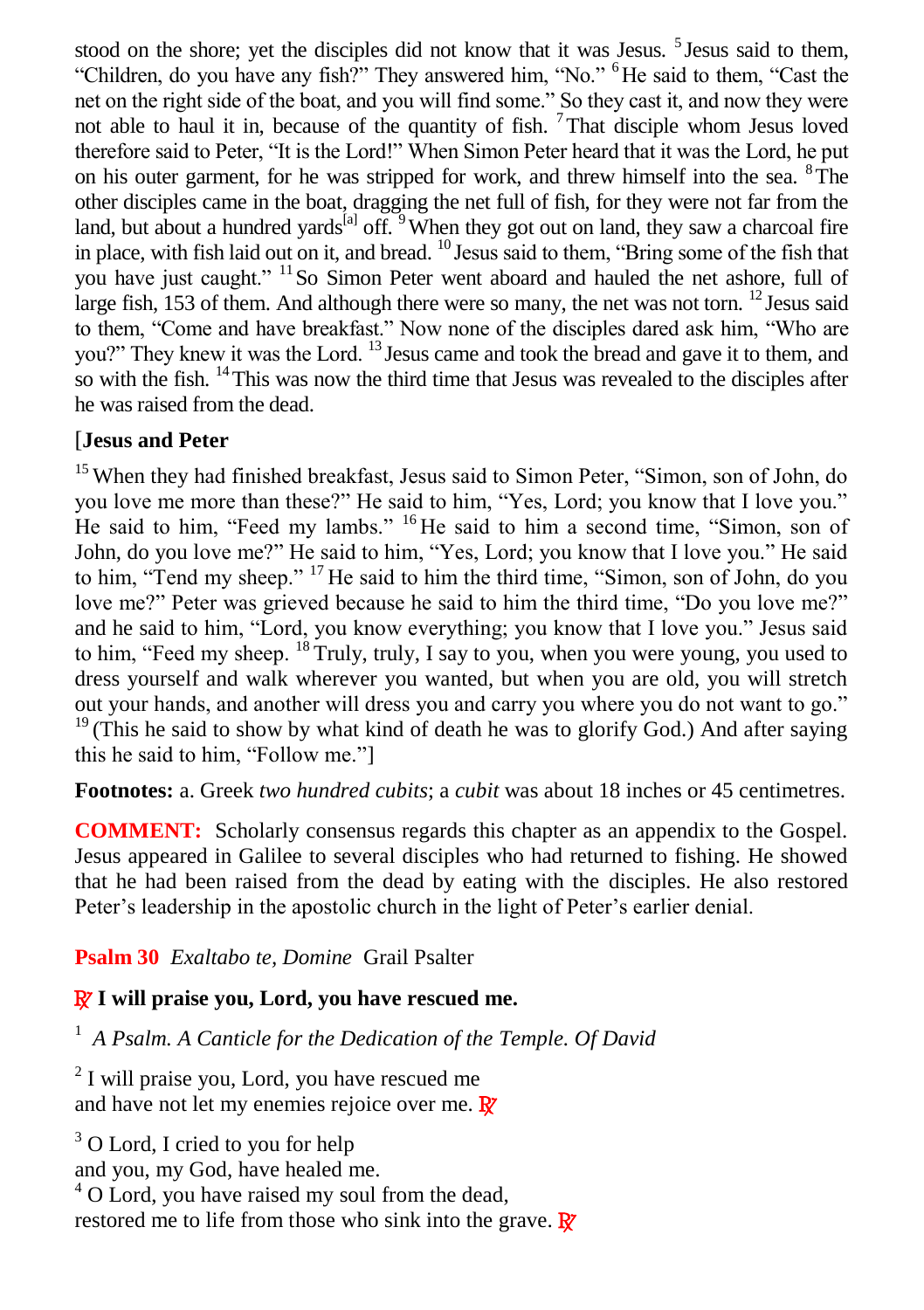stood on the shore; yet the disciples did not know that it was Jesus. [5] Jesus said to them, “Children, do you have any fish?” They answered him, “No.” [6] He said to them, “Cast the net on the right side of the boat, and you will find some.” So they cast it, and now they were not able to haul it in, because of the quantity of fish. [7] That disciple whom Jesus loved therefore said to Peter, “It is the Lord!” When Simon Peter heard that it was the Lord, he put on his outer garment, for he was stripped for work, and threw himself into the sea. [8] The other disciples came in the boat, dragging the net full of fish, for they were not far from the land, but about a hundred yards[a] off. [9] When they got out on land, they saw a charcoal fire in place, with fish laid out on it, and bread. [10] Jesus said to them, “Bring some of the fish that you have just caught.” [11] So Simon Peter went aboard and hauled the net ashore, full of large fish, 153 of them. And although there were so many, the net was not torn. [12] Jesus said to them, “Come and have breakfast.” Now none of the disciples dared ask him, “Who are you?” They knew it was the Lord. [13] Jesus came and took the bread and gave it to them, and so with the fish. [14] This was now the third time that Jesus was revealed to the disciples after he was raised from the dead.

[**Jesus and Peter**

[15] When they had finished breakfast, Jesus said to Simon Peter, “Simon, son of John, do you love me more than these?” He said to him, “Yes, Lord; you know that I love you.” He said to him, “Feed my lambs.” [16] He said to him a second time, “Simon, son of John, do you love me?” He said to him, “Yes, Lord; you know that I love you.” He said to him, “Tend my sheep.” [17] He said to him the third time, “Simon, son of John, do you love me?” Peter was grieved because he said to him the third time, “Do you love me?” and he said to him, “Lord, you know everything; you know that I love you.” Jesus said to him, “Feed my sheep. [18] Truly, truly, I say to you, when you were young, you used to dress yourself and walk wherever you wanted, but when you are old, you will stretch out your hands, and another will dress you and carry you where you do not want to go.” [19] (This he said to show by what kind of death he was to glorify God.) And after saying this he said to him, “Follow me.”]

**Footnotes:** a. Greek *two hundred cubits*; a *cubit* was about 18 inches or 45 centimetres.

**COMMENT:** Scholarly consensus regards this chapter as an appendix to the Gospel. Jesus appeared in Galilee to several disciples who had returned to fishing. He showed that he had been raised from the dead by eating with the disciples. He also restored Peter’s leadership in the apostolic church in the light of Peter’s earlier denial.

**Psalm 30** *Exaltabo te, Domine* Grail Psalter

**℟ I will praise you, Lord, you have rescued me.**

[1] *A Psalm. A Canticle for the Dedication of the Temple. Of David*

[2] I will praise you, Lord, you have rescued me
and have not let my enemies rejoice over me. ℟

[3] O Lord, I cried to you for help
and you, my God, have healed me.
[4] O Lord, you have raised my soul from the dead,
restored me to life from those who sink into the grave. ℟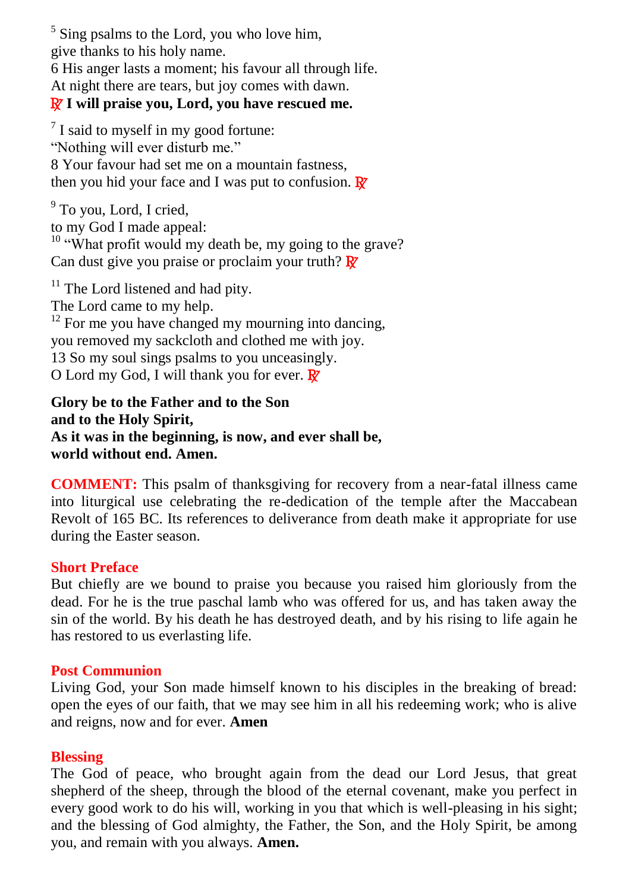[5] Sing psalms to the Lord, you who love him,
give thanks to his holy name.
6 His anger lasts a moment; his favour all through life.
At night there are tears, but joy comes with dawn.
**℟ I will praise you, Lord, you have rescued me.**

[7] I said to myself in my good fortune:
"Nothing will ever disturb me."
8 Your favour had set me on a mountain fastness,
then you hid your face and I was put to confusion. ℟

[9] To you, Lord, I cried,
to my God I made appeal:
[10] "What profit would my death be, my going to the grave?
Can dust give you praise or proclaim your truth? ℟

[11] The Lord listened and had pity.
The Lord came to my help.
[12] For me you have changed my mourning into dancing,
you removed my sackcloth and clothed me with joy.
13 So my soul sings psalms to you unceasingly.
O Lord my God, I will thank you for ever. ℟

**Glory be to the Father and to the Son**
**and to the Holy Spirit,**
**As it was in the beginning, is now, and ever shall be,**
**world without end. Amen.**

**COMMENT:** This psalm of thanksgiving for recovery from a near-fatal illness came into liturgical use celebrating the re-dedication of the temple after the Maccabean Revolt of 165 BC. Its references to deliverance from death make it appropriate for use during the Easter season.

**Short Preface**

But chiefly are we bound to praise you because you raised him gloriously from the dead. For he is the true paschal lamb who was offered for us, and has taken away the sin of the world. By his death he has destroyed death, and by his rising to life again he has restored to us everlasting life.

**Post Communion**

Living God, your Son made himself known to his disciples in the breaking of bread: open the eyes of our faith, that we may see him in all his redeeming work; who is alive and reigns, now and for ever. **Amen**

**Blessing**

The God of peace, who brought again from the dead our Lord Jesus, that great shepherd of the sheep, through the blood of the eternal covenant, make you perfect in every good work to do his will, working in you that which is well-pleasing in his sight; and the blessing of God almighty, the Father, the Son, and the Holy Spirit, be among you, and remain with you always. **Amen.**